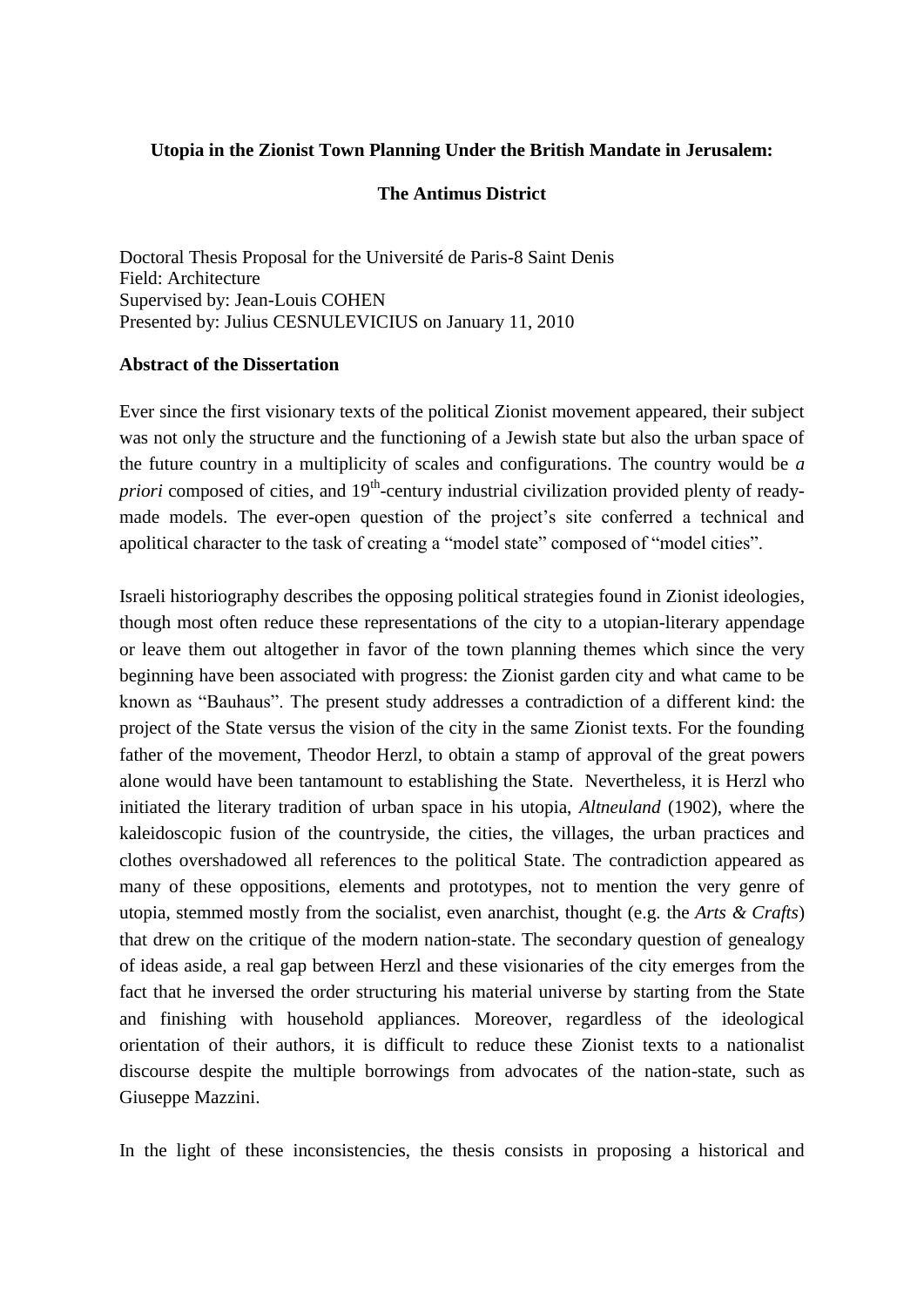**Utopia in the Zionist Town Planning Under the British Mandate in Jerusalem:**

**The Antimus District**

Doctoral Thesis Proposal for the Université de Paris-8 Saint Denis
Field: Architecture
Supervised by: Jean-Louis COHEN
Presented by: Julius CESNULEVICIUS on January 11, 2010

**Abstract of the Dissertation**

Ever since the first visionary texts of the political Zionist movement appeared, their subject was not only the structure and the functioning of a Jewish state but also the urban space of the future country in a multiplicity of scales and configurations. The country would be *a priori* composed of cities, and 19th-century industrial civilization provided plenty of ready-made models. The ever-open question of the project's site conferred a technical and apolitical character to the task of creating a "model state" composed of "model cities".

Israeli historiography describes the opposing political strategies found in Zionist ideologies, though most often reduce these representations of the city to a utopian-literary appendage or leave them out altogether in favor of the town planning themes which since the very beginning have been associated with progress: the Zionist garden city and what came to be known as "Bauhaus". The present study addresses a contradiction of a different kind: the project of the State versus the vision of the city in the same Zionist texts. For the founding father of the movement, Theodor Herzl, to obtain a stamp of approval of the great powers alone would have been tantamount to establishing the State. Nevertheless, it is Herzl who initiated the literary tradition of urban space in his utopia, *Altneuland* (1902), where the kaleidoscopic fusion of the countryside, the cities, the villages, the urban practices and clothes overshadowed all references to the political State. The contradiction appeared as many of these oppositions, elements and prototypes, not to mention the very genre of utopia, stemmed mostly from the socialist, even anarchist, thought (e.g. the *Arts & Crafts*) that drew on the critique of the modern nation-state. The secondary question of genealogy of ideas aside, a real gap between Herzl and these visionaries of the city emerges from the fact that he inversed the order structuring his material universe by starting from the State and finishing with household appliances. Moreover, regardless of the ideological orientation of their authors, it is difficult to reduce these Zionist texts to a nationalist discourse despite the multiple borrowings from advocates of the nation-state, such as Giuseppe Mazzini.

In the light of these inconsistencies, the thesis consists in proposing a historical and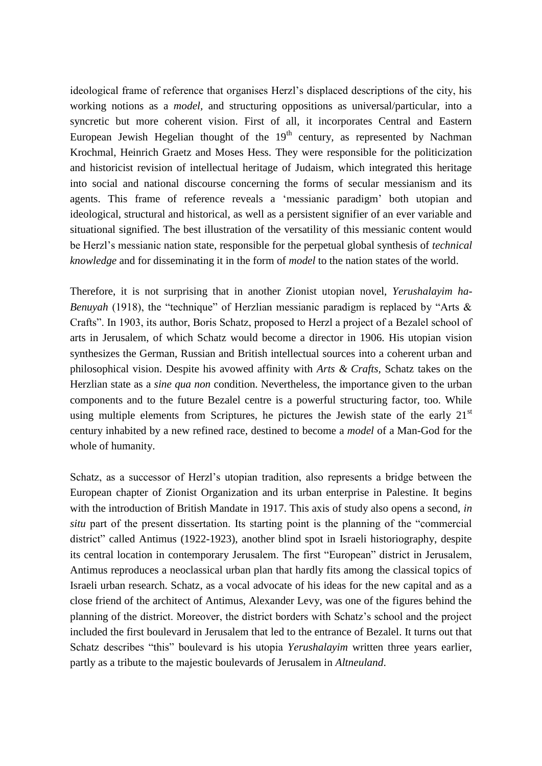ideological frame of reference that organises Herzl's displaced descriptions of the city, his working notions as a *model*, and structuring oppositions as universal/particular, into a syncretic but more coherent vision. First of all, it incorporates Central and Eastern European Jewish Hegelian thought of the 19th century, as represented by Nachman Krochmal, Heinrich Graetz and Moses Hess. They were responsible for the politicization and historicist revision of intellectual heritage of Judaism, which integrated this heritage into social and national discourse concerning the forms of secular messianism and its agents. This frame of reference reveals a 'messianic paradigm' both utopian and ideological, structural and historical, as well as a persistent signifier of an ever variable and situational signified. The best illustration of the versatility of this messianic content would be Herzl's messianic nation state, responsible for the perpetual global synthesis of *technical knowledge* and for disseminating it in the form of *model* to the nation states of the world.

Therefore, it is not surprising that in another Zionist utopian novel, *Yerushalayim ha-Benuyah* (1918), the "technique" of Herzlian messianic paradigm is replaced by "Arts & Crafts". In 1903, its author, Boris Schatz, proposed to Herzl a project of a Bezalel school of arts in Jerusalem, of which Schatz would become a director in 1906. His utopian vision synthesizes the German, Russian and British intellectual sources into a coherent urban and philosophical vision. Despite his avowed affinity with *Arts & Crafts*, Schatz takes on the Herzlian state as a *sine qua non* condition. Nevertheless, the importance given to the urban components and to the future Bezalel centre is a powerful structuring factor, too. While using multiple elements from Scriptures, he pictures the Jewish state of the early 21st century inhabited by a new refined race, destined to become a *model* of a Man-God for the whole of humanity.

Schatz, as a successor of Herzl's utopian tradition, also represents a bridge between the European chapter of Zionist Organization and its urban enterprise in Palestine. It begins with the introduction of British Mandate in 1917. This axis of study also opens a second, *in situ* part of the present dissertation. Its starting point is the planning of the "commercial district" called Antimus (1922-1923), another blind spot in Israeli historiography, despite its central location in contemporary Jerusalem. The first "European" district in Jerusalem, Antimus reproduces a neoclassical urban plan that hardly fits among the classical topics of Israeli urban research. Schatz, as a vocal advocate of his ideas for the new capital and as a close friend of the architect of Antimus, Alexander Levy, was one of the figures behind the planning of the district. Moreover, the district borders with Schatz's school and the project included the first boulevard in Jerusalem that led to the entrance of Bezalel. It turns out that Schatz describes "this" boulevard is his utopia *Yerushalayim* written three years earlier, partly as a tribute to the majestic boulevards of Jerusalem in *Altneuland*.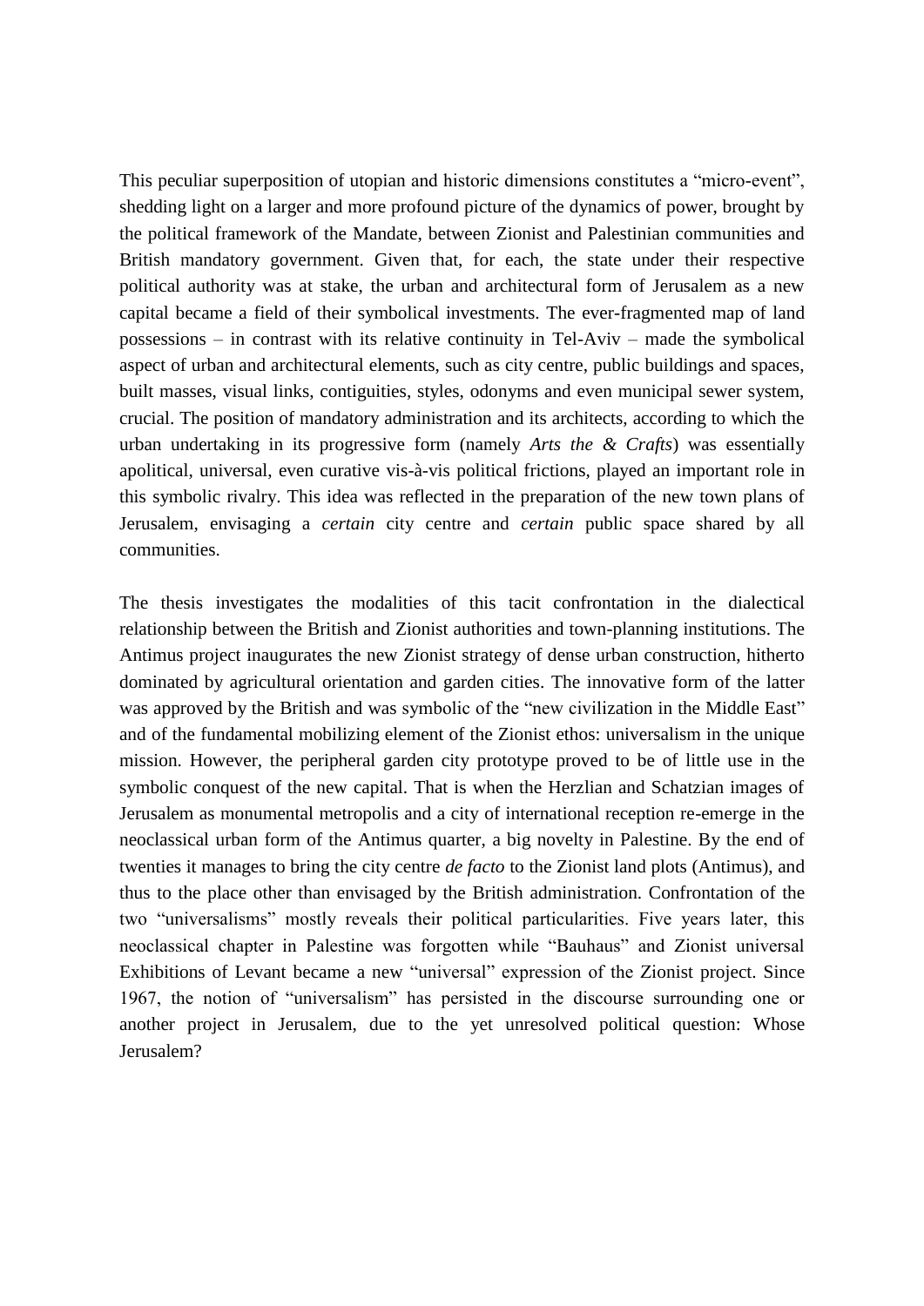This peculiar superposition of utopian and historic dimensions constitutes a "micro-event", shedding light on a larger and more profound picture of the dynamics of power, brought by the political framework of the Mandate, between Zionist and Palestinian communities and British mandatory government. Given that, for each, the state under their respective political authority was at stake, the urban and architectural form of Jerusalem as a new capital became a field of their symbolical investments. The ever-fragmented map of land possessions – in contrast with its relative continuity in Tel-Aviv – made the symbolical aspect of urban and architectural elements, such as city centre, public buildings and spaces, built masses, visual links, contiguities, styles, odonyms and even municipal sewer system, crucial. The position of mandatory administration and its architects, according to which the urban undertaking in its progressive form (namely *Arts the & Crafts*) was essentially apolitical, universal, even curative vis-à-vis political frictions, played an important role in this symbolic rivalry. This idea was reflected in the preparation of the new town plans of Jerusalem, envisaging a *certain* city centre and *certain* public space shared by all communities.

The thesis investigates the modalities of this tacit confrontation in the dialectical relationship between the British and Zionist authorities and town-planning institutions. The Antimus project inaugurates the new Zionist strategy of dense urban construction, hitherto dominated by agricultural orientation and garden cities. The innovative form of the latter was approved by the British and was symbolic of the "new civilization in the Middle East" and of the fundamental mobilizing element of the Zionist ethos: universalism in the unique mission. However, the peripheral garden city prototype proved to be of little use in the symbolic conquest of the new capital. That is when the Herzlian and Schatzian images of Jerusalem as monumental metropolis and a city of international reception re-emerge in the neoclassical urban form of the Antimus quarter, a big novelty in Palestine. By the end of twenties it manages to bring the city centre *de facto* to the Zionist land plots (Antimus), and thus to the place other than envisaged by the British administration. Confrontation of the two "universalisms" mostly reveals their political particularities. Five years later, this neoclassical chapter in Palestine was forgotten while "Bauhaus" and Zionist universal Exhibitions of Levant became a new "universal" expression of the Zionist project. Since 1967, the notion of "universalism" has persisted in the discourse surrounding one or another project in Jerusalem, due to the yet unresolved political question: Whose Jerusalem?